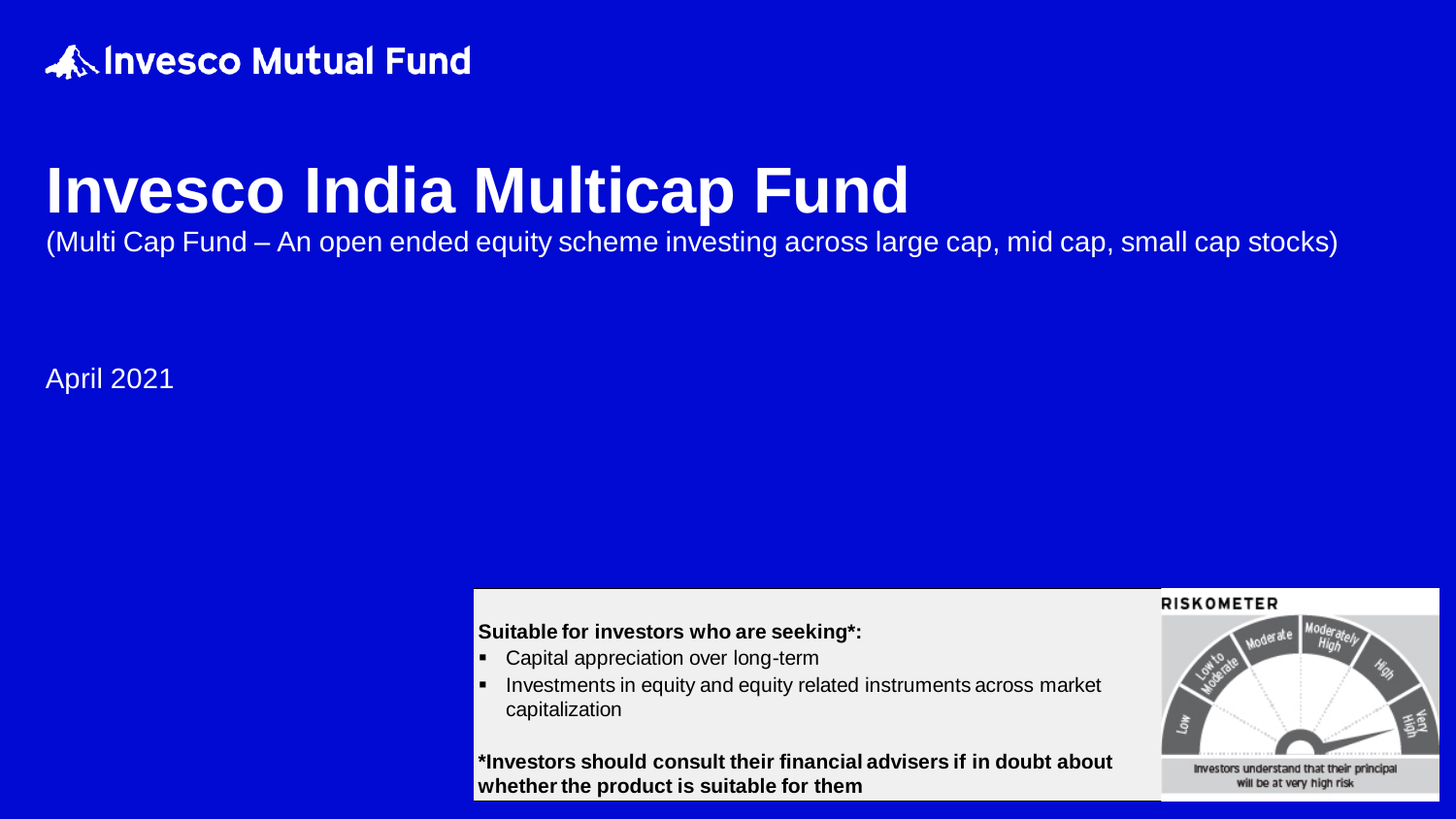Invesco Mutual Fund

# Invesco India Multicap Fund

(Multi Cap Fund – An open ended equity scheme investing across large cap, mid cap, small cap stocks)

April 2021

**Suitable for investors who are seeking*:**

- Capital appreciation over long-term
- Investments in equity and equity related instruments across market capitalization

***Investors should consult their financial advisers if in doubt about whether the product is suitable for them**

RISKOMETER

Low | Low to Moderate | Moderate | Moderately High | High | Very High

Investors understand that their principal will be at very high risk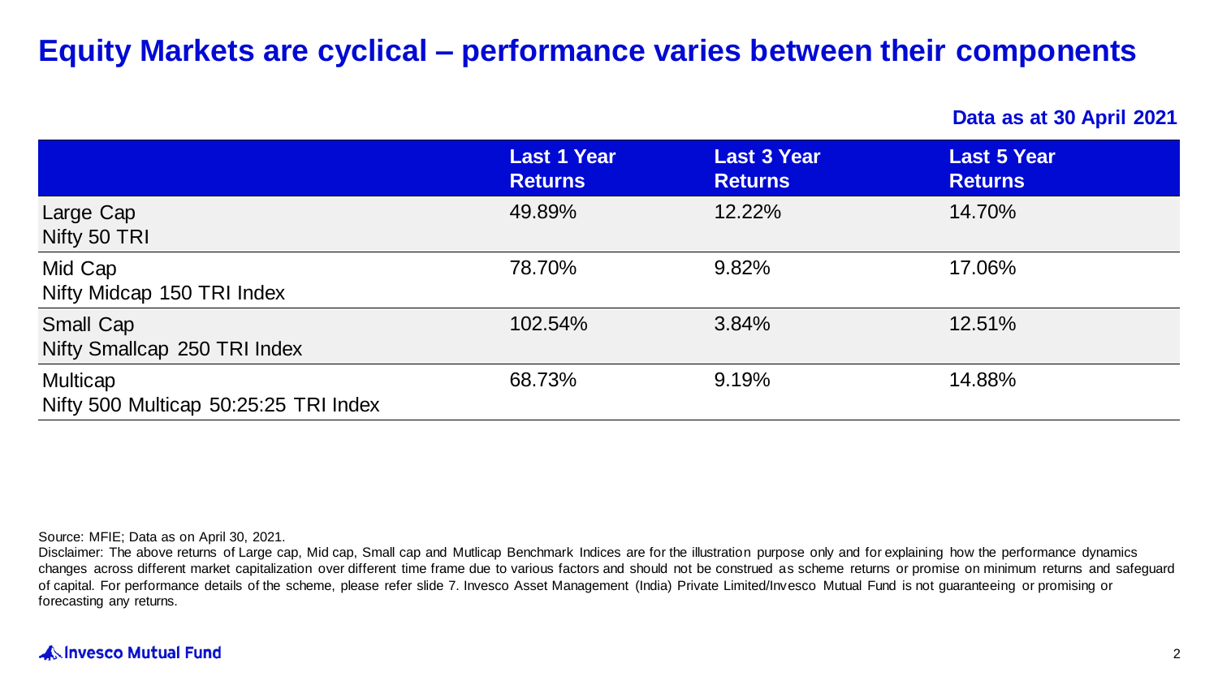# Equity Markets are cyclical – performance varies between their components

**Data as at 30 April 2021**

| | Last 1 Year Returns | Last 3 Year Returns | Last 5 Year Returns |
|---|---|---|---|
| Large Cap<br>Nifty 50 TRI | 49.89% | 12.22% | 14.70% |
| Mid Cap<br>Nifty Midcap 150 TRI Index | 78.70% | 9.82% | 17.06% |
| Small Cap<br>Nifty Smallcap 250 TRI Index | 102.54% | 3.84% | 12.51% |
| Multicap<br>Nifty 500 Multicap 50:25:25 TRI Index | 68.73% | 9.19% | 14.88% |

Source: MFIE; Data as on April 30, 2021.

Disclaimer: The above returns of Large cap, Mid cap, Small cap and Mutlicap Benchmark Indices are for the illustration purpose only and for explaining how the performance dynamics changes across different market capitalization over different time frame due to various factors and should not be construed as scheme returns or promise on minimum returns and safeguard of capital. For performance details of the scheme, please refer slide 7. Invesco Asset Management (India) Private Limited/Invesco Mutual Fund is not guaranteeing or promising or forecasting any returns.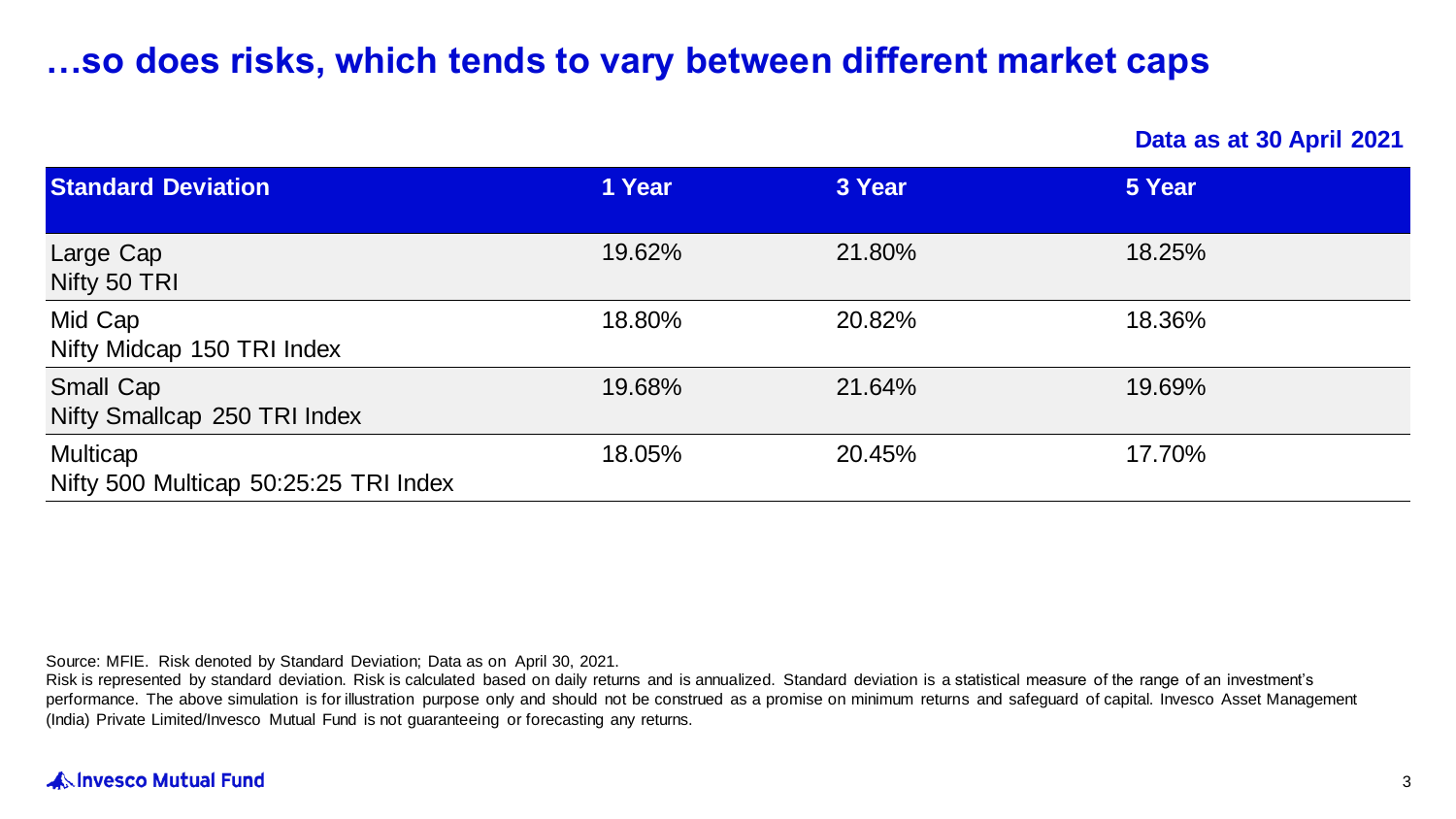# …so does risks, which tends to vary between different market caps

**Data as at 30 April 2021**

| Standard Deviation | 1 Year | 3 Year | 5 Year |
|---|---|---|---|
| Large Cap<br>Nifty 50 TRI | 19.62% | 21.80% | 18.25% |
| Mid Cap<br>Nifty Midcap 150 TRI Index | 18.80% | 20.82% | 18.36% |
| Small Cap<br>Nifty Smallcap 250 TRI Index | 19.68% | 21.64% | 19.69% |
| Multicap<br>Nifty 500 Multicap 50:25:25 TRI Index | 18.05% | 20.45% | 17.70% |

Source: MFIE. Risk denoted by Standard Deviation; Data as on April 30, 2021.
Risk is represented by standard deviation. Risk is calculated based on daily returns and is annualized. Standard deviation is a statistical measure of the range of an investment's performance. The above simulation is for illustration purpose only and should not be construed as a promise on minimum returns and safeguard of capital. Invesco Asset Management (India) Private Limited/Invesco Mutual Fund is not guaranteeing or forecasting any returns.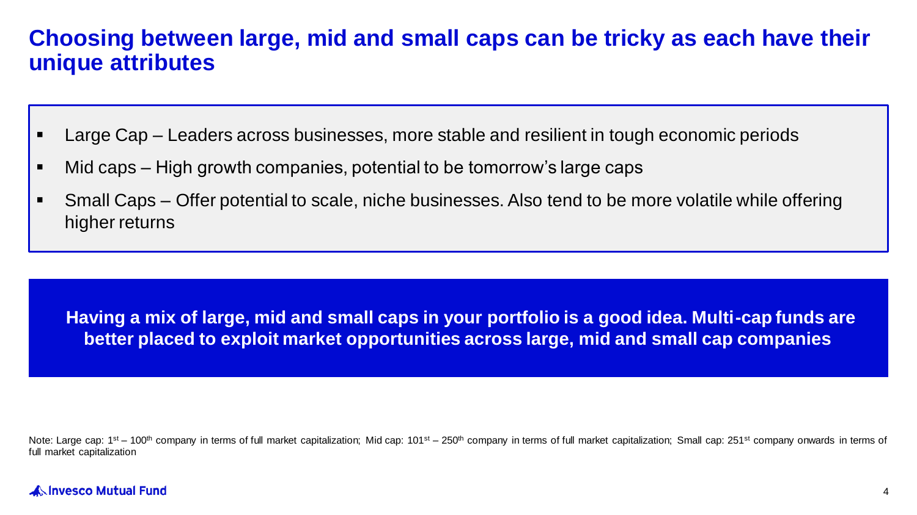# Choosing between large, mid and small caps can be tricky as each have their unique attributes

- Large Cap – Leaders across businesses, more stable and resilient in tough economic periods
- Mid caps – High growth companies, potential to be tomorrow's large caps
- Small Caps – Offer potential to scale, niche businesses. Also tend to be more volatile while offering higher returns

**Having a mix of large, mid and small caps in your portfolio is a good idea. Multi-cap funds are better placed to exploit market opportunities across large, mid and small cap companies**

Note: Large cap: 1st – 100th company in terms of full market capitalization; Mid cap: 101st – 250th company in terms of full market capitalization; Small cap: 251st company onwards in terms of full market capitalization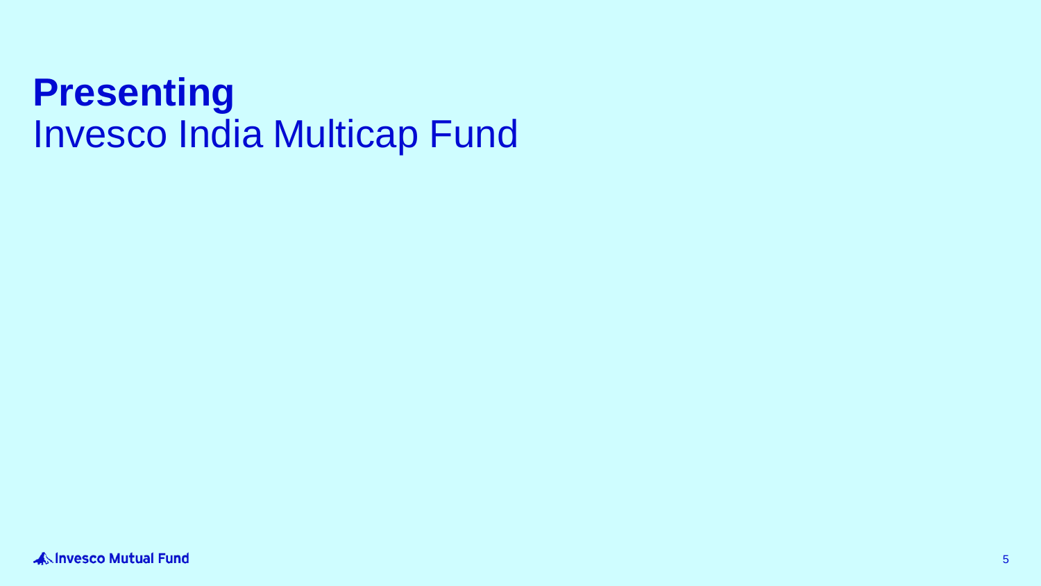# **Presenting**
# Invesco India Multicap Fund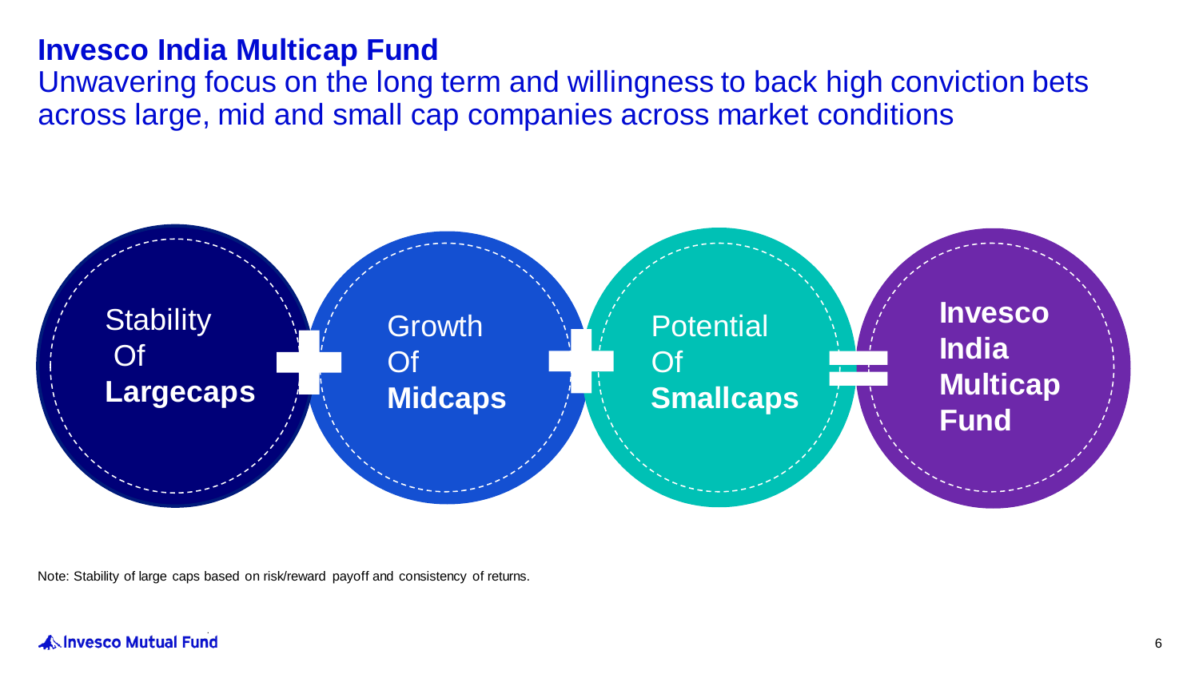# Invesco India Multicap Fund

Unwavering focus on the long term and willingness to back high conviction bets across large, mid and small cap companies across market conditions

Stability Of **Largecaps** + Growth Of **Midcaps** + Potential Of **Smallcaps** = **Invesco India Multicap Fund**

Note: Stability of large caps based on risk/reward payoff and consistency of returns.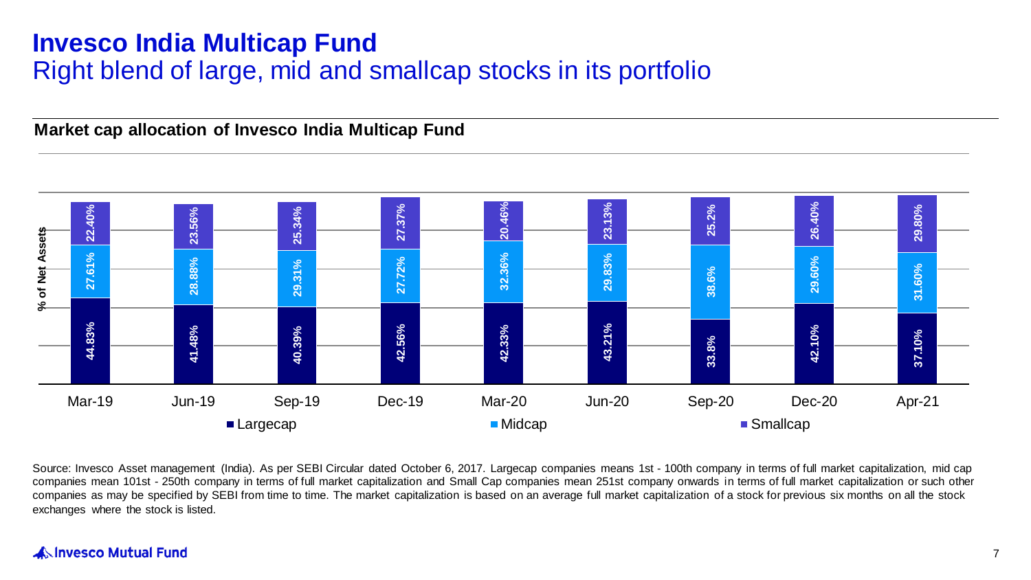# Invesco India Multicap Fund

## Right blend of large, mid and smallcap stocks in its portfolio

**Market cap allocation of Invesco India Multicap Fund**

% of Net Assets

| | Mar-19 | Jun-19 | Sep-19 | Dec-19 | Mar-20 | Jun-20 | Sep-20 | Dec-20 | Apr-21 |
|---|---|---|---|---|---|---|---|---|---|
| Largecap | 44.83% | 41.48% | 40.39% | 42.56% | 42.33% | 43.21% | 33.8% | 42.10% | 37.10% |
| Midcap | 27.61% | 28.88% | 29.31% | 27.72% | 32.36% | 29.83% | 38.6% | 29.60% | 31.60% |
| Smallcap | 22.40% | 23.56% | 25.34% | 27.37% | 20.46% | 23.13% | 25.2% | 26.40% | 29.80% |

Source: Invesco Asset management (India). As per SEBI Circular dated October 6, 2017. Largecap companies means 1st - 100th company in terms of full market capitalization, mid cap companies mean 101st - 250th company in terms of full market capitalization and Small Cap companies mean 251st company onwards in terms of full market capitalization or such other companies as may be specified by SEBI from time to time. The market capitalization is based on an average full market capitalization of a stock for previous six months on all the stock exchanges where the stock is listed.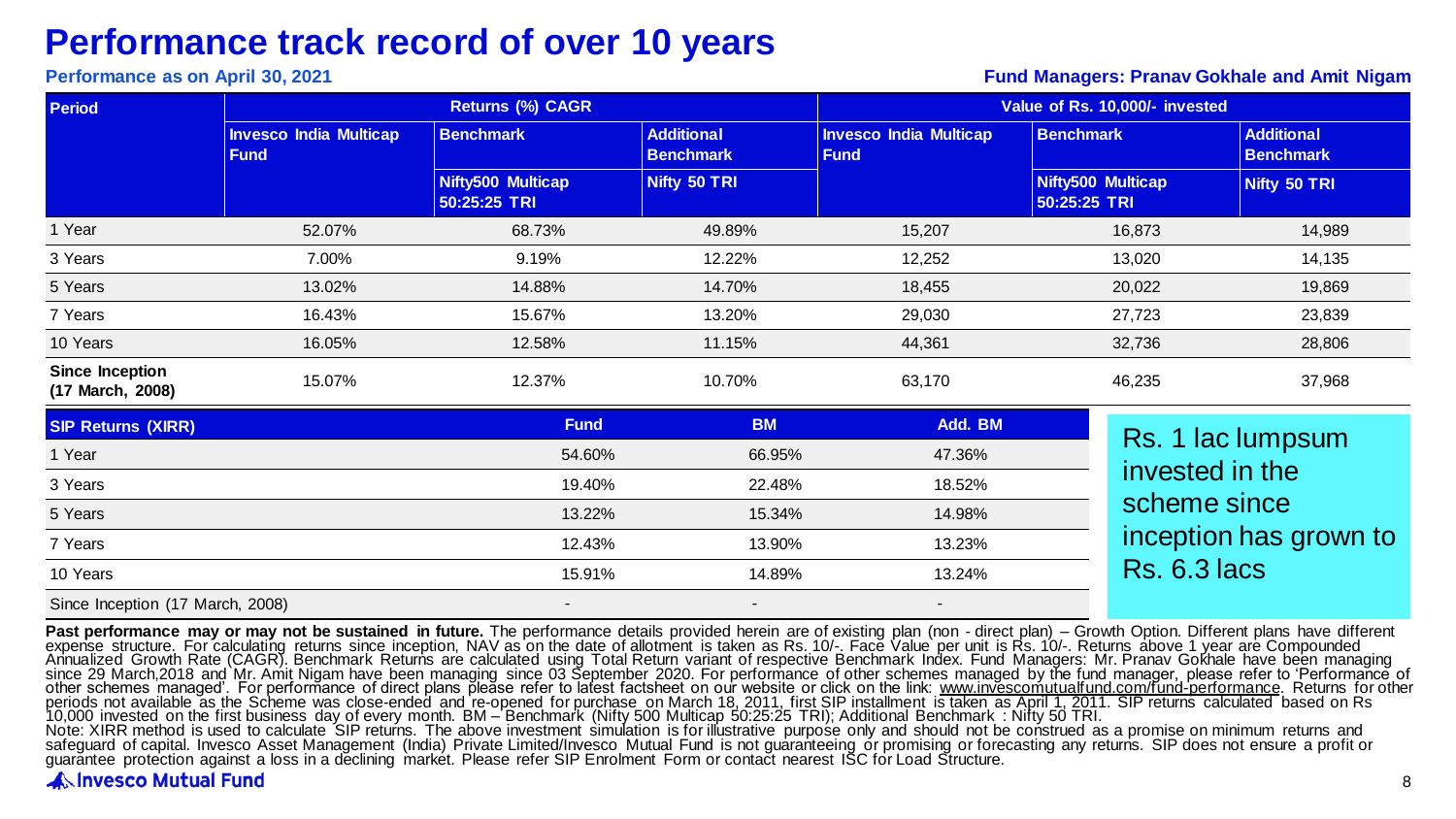# Performance track record of over 10 years

**Performance as on April 30, 2021**

**Fund Managers: Pranav Gokhale and Amit Nigam**

| Period | Returns (%) CAGR | | | Value of Rs. 10,000/- invested | | |
|---|---|---|---|---|---|---|
| | Invesco India Multicap Fund | Benchmark | Additional Benchmark | Invesco India Multicap Fund | Benchmark | Additional Benchmark |
| | | Nifty500 Multicap 50:25:25 TRI | Nifty 50 TRI | | Nifty500 Multicap 50:25:25 TRI | Nifty 50 TRI |
| 1 Year | 52.07% | 68.73% | 49.89% | 15,207 | 16,873 | 14,989 |
| 3 Years | 7.00% | 9.19% | 12.22% | 12,252 | 13,020 | 14,135 |
| 5 Years | 13.02% | 14.88% | 14.70% | 18,455 | 20,022 | 19,869 |
| 7 Years | 16.43% | 15.67% | 13.20% | 29,030 | 27,723 | 23,839 |
| 10 Years | 16.05% | 12.58% | 11.15% | 44,361 | 32,736 | 28,806 |
| **Since Inception (17 March, 2008)** | 15.07% | 12.37% | 10.70% | 63,170 | 46,235 | 37,968 |

| SIP Returns (XIRR) | Fund | BM | Add. BM |
|---|---|---|---|
| 1 Year | 54.60% | 66.95% | 47.36% |
| 3 Years | 19.40% | 22.48% | 18.52% |
| 5 Years | 13.22% | 15.34% | 14.98% |
| 7 Years | 12.43% | 13.90% | 13.23% |
| 10 Years | 15.91% | 14.89% | 13.24% |
| Since Inception (17 March, 2008) | - | - | - |

Rs. 1 lac lumpsum invested in the scheme since inception has grown to Rs. 6.3 lacs

**Past performance may or may not be sustained in future.** The performance details provided herein are of existing plan (non - direct plan) – Growth Option. Different plans have different expense structure. For calculating returns since inception, NAV as on the date of allotment is taken as Rs. 10/-. Face Value per unit is Rs. 10/-. Returns above 1 year are Compounded Annualized Growth Rate (CAGR). Benchmark Returns are calculated using Total Return variant of respective Benchmark Index. Fund Managers: Mr. Pranav Gokhale have been managing since 29 March,2018 and Mr. Amit Nigam have been managing since 03 September 2020. For performance of other schemes managed by the fund manager, please refer to 'Performance of other schemes managed'. For performance of direct plans please refer to latest factsheet on our website or click on the link: www.invescomutualfund.com/fund-performance. Returns for other periods not available as the Scheme was close-ended and re-opened for purchase on March 18, 2011, first SIP installment is taken as April 1, 2011. SIP returns calculated based on Rs 10,000 invested on the first business day of every month. BM – Benchmark (Nifty 500 Multicap 50:25:25 TRI); Additional Benchmark : Nifty 50 TRI.
Note: XIRR method is used to calculate SIP returns. The above investment simulation is for illustrative purpose only and should not be construed as a promise on minimum returns and safeguard of capital. Invesco Asset Management (India) Private Limited/Invesco Mutual Fund is not guaranteeing or promising or forecasting any returns. SIP does not ensure a profit or guarantee protection against a loss in a declining market. Please refer SIP Enrolment Form or contact nearest ISC for Load Structure.

Invesco Mutual Fund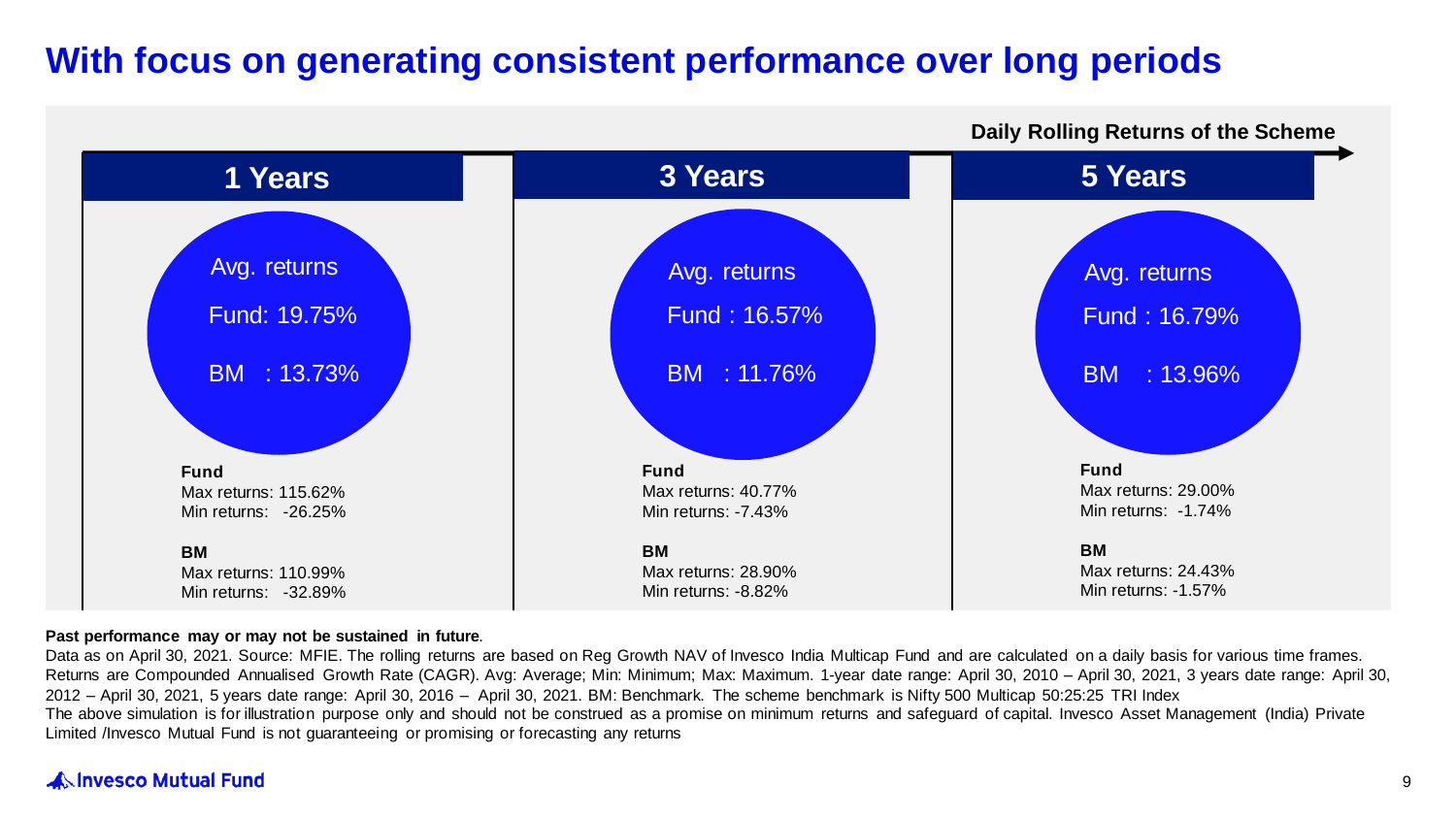# With focus on generating consistent performance over long periods

**Daily Rolling Returns of the Scheme**

## 1 Years

Avg. returns

Fund: 19.75%

BM : 13.73%

**Fund**
Max returns: 115.62%
Min returns: -26.25%

**BM**
Max returns: 110.99%
Min returns: -32.89%

## 3 Years

Avg. returns

Fund : 16.57%

BM : 11.76%

**Fund**
Max returns: 40.77%
Min returns: -7.43%

**BM**
Max returns: 28.90%
Min returns: -8.82%

## 5 Years

Avg. returns

Fund : 16.79%

BM : 13.96%

**Fund**
Max returns: 29.00%
Min returns: -1.74%

**BM**
Max returns: 24.43%
Min returns: -1.57%

**Past performance may or may not be sustained in future**.

Data as on April 30, 2021. Source: MFIE. The rolling returns are based on Reg Growth NAV of Invesco India Multicap Fund and are calculated on a daily basis for various time frames. Returns are Compounded Annualised Growth Rate (CAGR). Avg: Average; Min: Minimum; Max: Maximum. 1-year date range: April 30, 2010 – April 30, 2021, 3 years date range: April 30, 2012 – April 30, 2021, 5 years date range: April 30, 2016 – April 30, 2021. BM: Benchmark. The scheme benchmark is Nifty 500 Multicap 50:25:25 TRI Index

The above simulation is for illustration purpose only and should not be construed as a promise on minimum returns and safeguard of capital. Invesco Asset Management (India) Private Limited /Invesco Mutual Fund is not guaranteeing or promising or forecasting any returns

Invesco Mutual Fund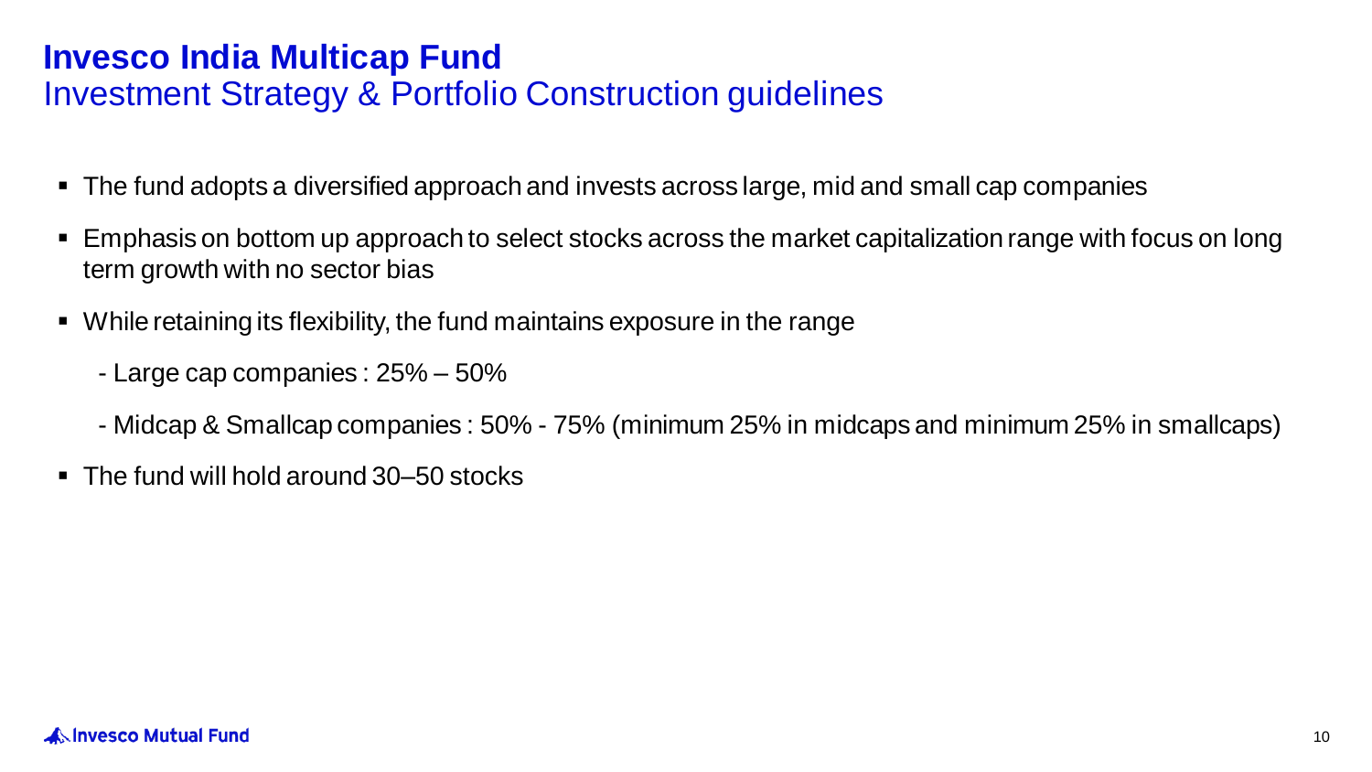# Invesco India Multicap Fund

## Investment Strategy & Portfolio Construction guidelines

- The fund adopts a diversified approach and invests across large, mid and small cap companies
- Emphasis on bottom up approach to select stocks across the market capitalization range with focus on long term growth with no sector bias
- While retaining its flexibility, the fund maintains exposure in the range
  - Large cap companies : 25% – 50%
  - Midcap & Smallcap companies : 50% - 75% (minimum 25% in midcaps and minimum 25% in smallcaps)
- The fund will hold around 30–50 stocks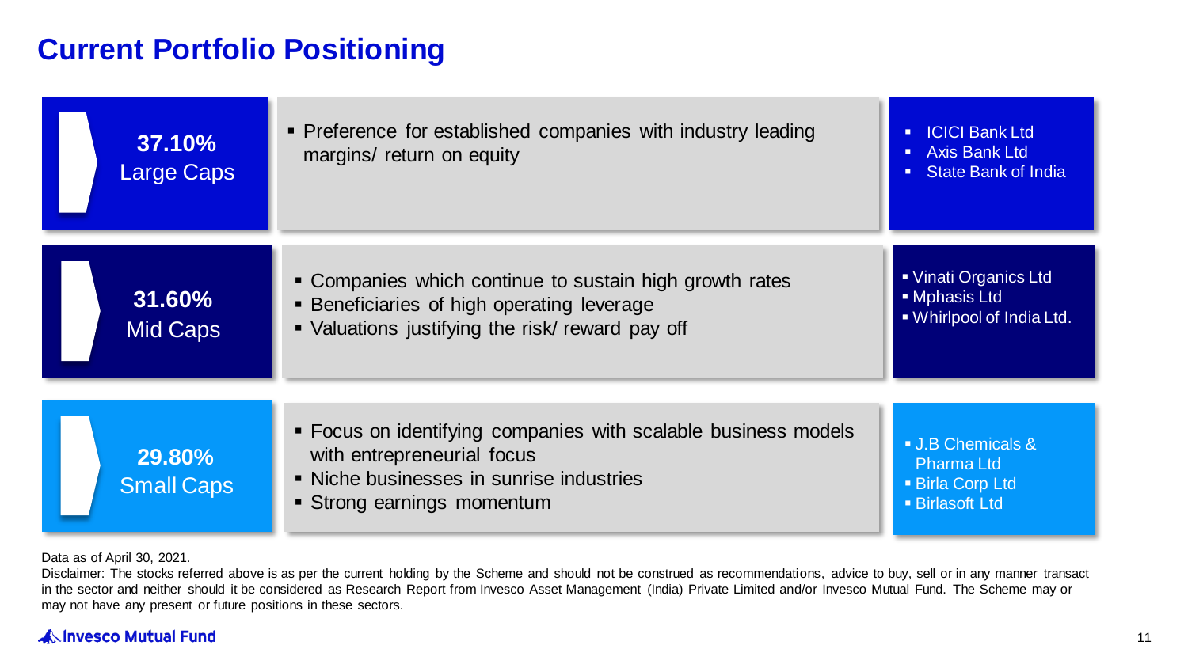# Current Portfolio Positioning

| Allocation | Approach | Key Holdings |
|---|---|---|
| **37.10%** Large Caps | ▪ Preference for established companies with industry leading margins/ return on equity | ▪ ICICI Bank Ltd<br>▪ Axis Bank Ltd<br>▪ State Bank of India |
| **31.60%** Mid Caps | ▪ Companies which continue to sustain high growth rates<br>▪ Beneficiaries of high operating leverage<br>▪ Valuations justifying the risk/ reward pay off | ▪ Vinati Organics Ltd<br>▪ Mphasis Ltd<br>▪ Whirlpool of India Ltd. |
| **29.80%** Small Caps | ▪ Focus on identifying companies with scalable business models with entrepreneurial focus<br>▪ Niche businesses in sunrise industries<br>▪ Strong earnings momentum | ▪ J.B Chemicals & Pharma Ltd<br>▪ Birla Corp Ltd<br>▪ Birlasoft Ltd |

Data as of April 30, 2021.

Disclaimer: The stocks referred above is as per the current holding by the Scheme and should not be construed as recommendations, advice to buy, sell or in any manner transact in the sector and neither should it be considered as Research Report from Invesco Asset Management (India) Private Limited and/or Invesco Mutual Fund. The Scheme may or may not have any present or future positions in these sectors.

Invesco Mutual Fund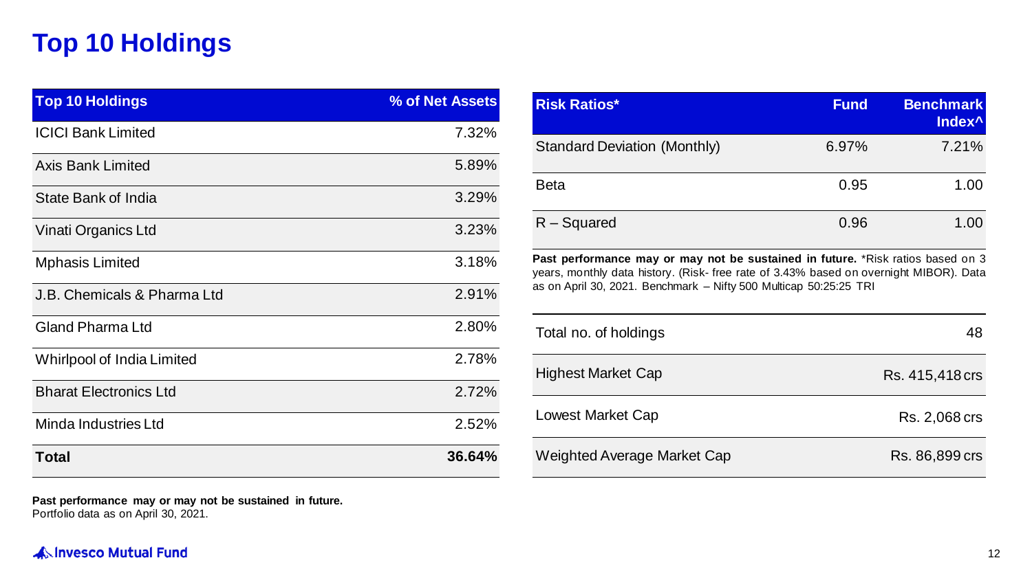# Top 10 Holdings

| Top 10 Holdings | % of Net Assets |
|---|---|
| ICICI Bank Limited | 7.32% |
| Axis Bank Limited | 5.89% |
| State Bank of India | 3.29% |
| Vinati Organics Ltd | 3.23% |
| Mphasis Limited | 3.18% |
| J.B. Chemicals & Pharma Ltd | 2.91% |
| Gland Pharma Ltd | 2.80% |
| Whirlpool of India Limited | 2.78% |
| Bharat Electronics Ltd | 2.72% |
| Minda Industries Ltd | 2.52% |
| **Total** | **36.64%** |

**Past performance may or may not be sustained in future.**
Portfolio data as on April 30, 2021.

| Risk Ratios* | Fund | Benchmark Index^ |
|---|---|---|
| Standard Deviation (Monthly) | 6.97% | 7.21% |
| Beta | 0.95 | 1.00 |
| R – Squared | 0.96 | 1.00 |

**Past performance may or may not be sustained in future.** *Risk ratios based on 3 years, monthly data history. (Risk- free rate of 3.43% based on overnight MIBOR). Data as on April 30, 2021. Benchmark – Nifty 500 Multicap 50:25:25 TRI

| | |
|---|---|
| Total no. of holdings | 48 |
| Highest Market Cap | Rs. 415,418 crs |
| Lowest Market Cap | Rs. 2,068 crs |
| Weighted Average Market Cap | Rs. 86,899 crs |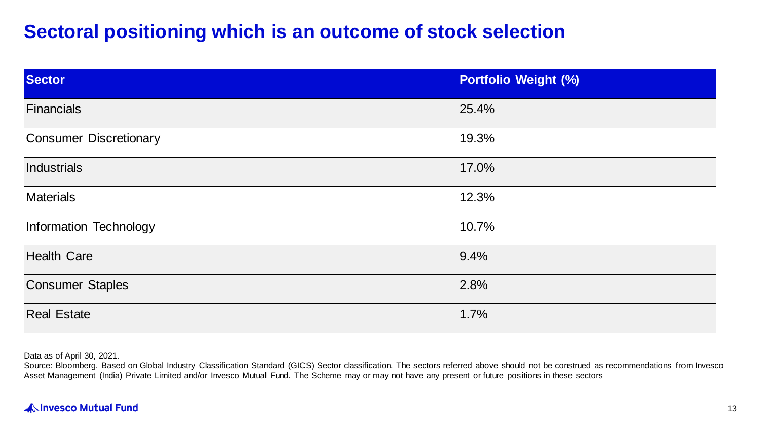# Sectoral positioning which is an outcome of stock selection

| Sector | Portfolio Weight (%) |
|---|---|
| Financials | 25.4% |
| Consumer Discretionary | 19.3% |
| Industrials | 17.0% |
| Materials | 12.3% |
| Information Technology | 10.7% |
| Health Care | 9.4% |
| Consumer Staples | 2.8% |
| Real Estate | 1.7% |

Data as of April 30, 2021.

Source: Bloomberg. Based on Global Industry Classification Standard (GICS) Sector classification. The sectors referred above should not be construed as recommendations from Invesco Asset Management (India) Private Limited and/or Invesco Mutual Fund. The Scheme may or may not have any present or future positions in these sectors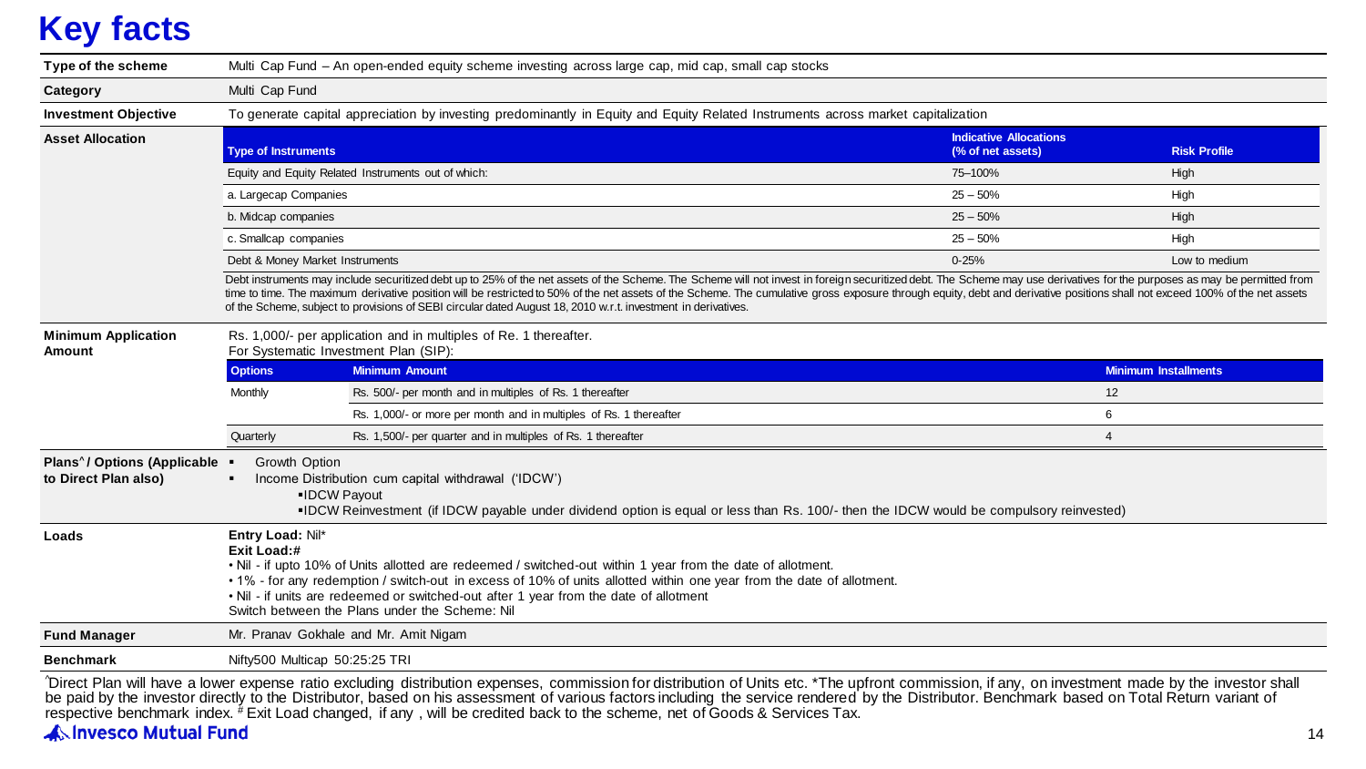# Key facts

| | |
|---|---|
| **Type of the scheme** | Multi Cap Fund – An open-ended equity scheme investing across large cap, mid cap, small cap stocks |
| **Category** | Multi Cap Fund |
| **Investment Objective** | To generate capital appreciation by investing predominantly in Equity and Equity Related Instruments across market capitalization |

**Asset Allocation**

| Type of Instruments | Indicative Allocations (% of net assets) | Risk Profile |
|---|---|---|
| Equity and Equity Related Instruments out of which: | 75–100% | High |
| a. Largecap Companies | 25 – 50% | High |
| b. Midcap companies | 25 – 50% | High |
| c. Smallcap companies | 25 – 50% | High |
| Debt & Money Market Instruments | 0-25% | Low to medium |

Debt instruments may include securitized debt up to 25% of the net assets of the Scheme. The Scheme will not invest in foreign securitized debt. The Scheme may use derivatives for the purposes as may be permitted from time to time. The maximum derivative position will be restricted to 50% of the net assets of the Scheme. The cumulative gross exposure through equity, debt and derivative positions shall not exceed 100% of the net assets of the Scheme, subject to provisions of SEBI circular dated August 18, 2010 w.r.t. investment in derivatives.

**Minimum Application Amount**

Rs. 1,000/- per application and in multiples of Re. 1 thereafter.
For Systematic Investment Plan (SIP):

| Options | Minimum Amount | Minimum Installments |
|---|---|---|
| Monthly | Rs. 500/- per month and in multiples of Rs. 1 thereafter | 12 |
| | Rs. 1,000/- or more per month and in multiples of Rs. 1 thereafter | 6 |
| Quarterly | Rs. 1,500/- per quarter and in multiples of Rs. 1 thereafter | 4 |

**Plans^ / Options (Applicable to Direct Plan also)**

- Growth Option
- Income Distribution cum capital withdrawal ('IDCW')
  - IDCW Payout
  - IDCW Reinvestment (if IDCW payable under dividend option is equal or less than Rs. 100/- then the IDCW would be compulsory reinvested)

**Loads**

**Entry Load:** Nil*
**Exit Load:#**
- Nil - if upto 10% of Units allotted are redeemed / switched-out within 1 year from the date of allotment.
- 1% - for any redemption / switch-out in excess of 10% of units allotted within one year from the date of allotment.
- Nil - if units are redeemed or switched-out after 1 year from the date of allotment

Switch between the Plans under the Scheme: Nil

| | |
|---|---|
| **Fund Manager** | Mr. Pranav Gokhale and Mr. Amit Nigam |
| **Benchmark** | Nifty500 Multicap 50:25:25 TRI |

^Direct Plan will have a lower expense ratio excluding distribution expenses, commission for distribution of Units etc. *The upfront commission, if any, on investment made by the investor shall be paid by the investor directly to the Distributor, based on his assessment of various factors including the service rendered by the Distributor. Benchmark based on Total Return variant of respective benchmark index. # Exit Load changed, if any , will be credited back to the scheme, net of Goods & Services Tax.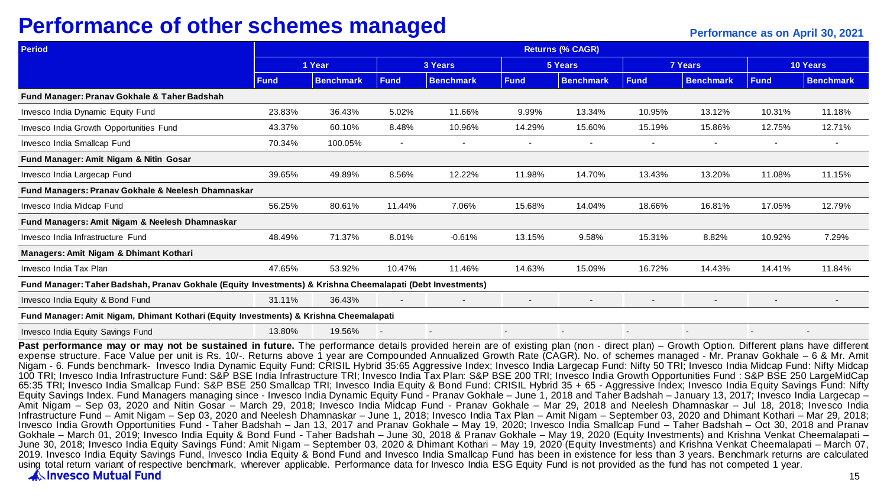# Performance of other schemes managed

**Performance as on April 30, 2021**

| Period | Returns (% CAGR) | | | | | | | | | |
|---|---|---|---|---|---|---|---|---|---|---|
| | 1 Year | | 3 Years | | 5 Years | | 7 Years | | 10 Years | |
| | Fund | Benchmark | Fund | Benchmark | Fund | Benchmark | Fund | Benchmark | Fund | Benchmark |
| **Fund Manager: Pranav Gokhale & Taher Badshah** | | | | | | | | | | |
| Invesco India Dynamic Equity Fund | 23.83% | 36.43% | 5.02% | 11.66% | 9.99% | 13.34% | 10.95% | 13.12% | 10.31% | 11.18% |
| Invesco India Growth Opportunities Fund | 43.37% | 60.10% | 8.48% | 10.96% | 14.29% | 15.60% | 15.19% | 15.86% | 12.75% | 12.71% |
| Invesco India Smallcap Fund | 70.34% | 100.05% | - | - | - | - | - | - | - | - |
| **Fund Manager: Amit Nigam & Nitin Gosar** | | | | | | | | | | |
| Invesco India Largecap Fund | 39.65% | 49.89% | 8.56% | 12.22% | 11.98% | 14.70% | 13.43% | 13.20% | 11.08% | 11.15% |
| **Fund Managers: Pranav Gokhale & Neelesh Dhamnaskar** | | | | | | | | | | |
| Invesco India Midcap Fund | 56.25% | 80.61% | 11.44% | 7.06% | 15.68% | 14.04% | 18.66% | 16.81% | 17.05% | 12.79% |
| **Fund Managers: Amit Nigam & Neelesh Dhamnaskar** | | | | | | | | | | |
| Invesco India Infrastructure Fund | 48.49% | 71.37% | 8.01% | -0.61% | 13.15% | 9.58% | 15.31% | 8.82% | 10.92% | 7.29% |
| **Managers: Amit Nigam & Dhimant Kothari** | | | | | | | | | | |
| Invesco India Tax Plan | 47.65% | 53.92% | 10.47% | 11.46% | 14.63% | 15.09% | 16.72% | 14.43% | 14.41% | 11.84% |
| **Fund Manager: Taher Badshah, Pranav Gokhale (Equity Investments) & Krishna Cheemalapati (Debt Investments)** | | | | | | | | | | |
| Invesco India Equity & Bond Fund | 31.11% | 36.43% | - | - | - | - | - | - | - | - |
| **Fund Manager: Amit Nigam, Dhimant Kothari (Equity Investments) & Krishna Cheemalapati** | | | | | | | | | | |
| Invesco India Equity Savings Fund | 13.80% | 19.56% | - | - | - | - | - | - | - | - |

**Past performance may or may not be sustained in future.** The performance details provided herein are of existing plan (non - direct plan) – Growth Option. Different plans have different expense structure. Face Value per unit is Rs. 10/-. Returns above 1 year are Compounded Annualized Growth Rate (CAGR). No. of schemes managed - Mr. Pranav Gokhale – 6 & Mr. Amit Nigam - 6. Funds benchmark- Invesco India Dynamic Equity Fund: CRISIL Hybrid 35:65 Aggressive Index; Invesco India Largecap Fund: Nifty 50 TRI; Invesco India Midcap Fund: Nifty Midcap 100 TRI; Invesco India Infrastructure Fund: S&P BSE India Infrastructure TRI; Invesco India Tax Plan: S&P BSE 200 TRI; Invesco India Growth Opportunities Fund : S&P BSE 250 LargeMidCap 65:35 TRI; Invesco India Smallcap Fund: S&P BSE 250 Smallcap TRI; Invesco India Equity & Bond Fund: CRISIL Hybrid 35 + 65 - Aggressive Index; Invesco India Equity Savings Fund: Nifty Equity Savings Index. Fund Managers managing since - Invesco India Dynamic Equity Fund - Pranav Gokhale – June 1, 2018 and Taher Badshah – January 13, 2017; Invesco India Largecap – Amit Nigam – Sep 03, 2020 and Nitin Gosar – March 29, 2018; Invesco India Midcap Fund - Pranav Gokhale – Mar 29, 2018 and Neelesh Dhamnaskar – Jul 18, 2018; Invesco India Infrastructure Fund – Amit Nigam – Sep 03, 2020 and Neelesh Dhamnaskar – June 1, 2018; Invesco India Tax Plan – Amit Nigam – September 03, 2020 and Dhimant Kothari – Mar 29, 2018; Invesco India Growth Opportunities Fund - Taher Badshah – Jan 13, 2017 and Pranav Gokhale – May 19, 2020; Invesco India Smallcap Fund – Taher Badshah – Oct 30, 2018 and Pranav Gokhale – March 01, 2019; Invesco India Equity & Bond Fund - Taher Badshah – June 30, 2018 & Pranav Gokhale – May 19, 2020 (Equity Investments) and Krishna Venkat Cheemalapati – June 30, 2018; Invesco India Equity Savings Fund: Amit Nigam – September 03, 2020 & Dhimant Kothari – May 19, 2020 (Equity Investments) and Krishna Venkat Cheemalapati – March 07, 2019. Invesco India Equity Savings Fund, Invesco India Equity & Bond Fund and Invesco India Smallcap Fund has been in existence for less than 3 years. Benchmark returns are calculated using total return variant of respective benchmark, wherever applicable. Performance data for Invesco India ESG Equity Fund is not provided as the fund has not competed 1 year.

Invesco Mutual Fund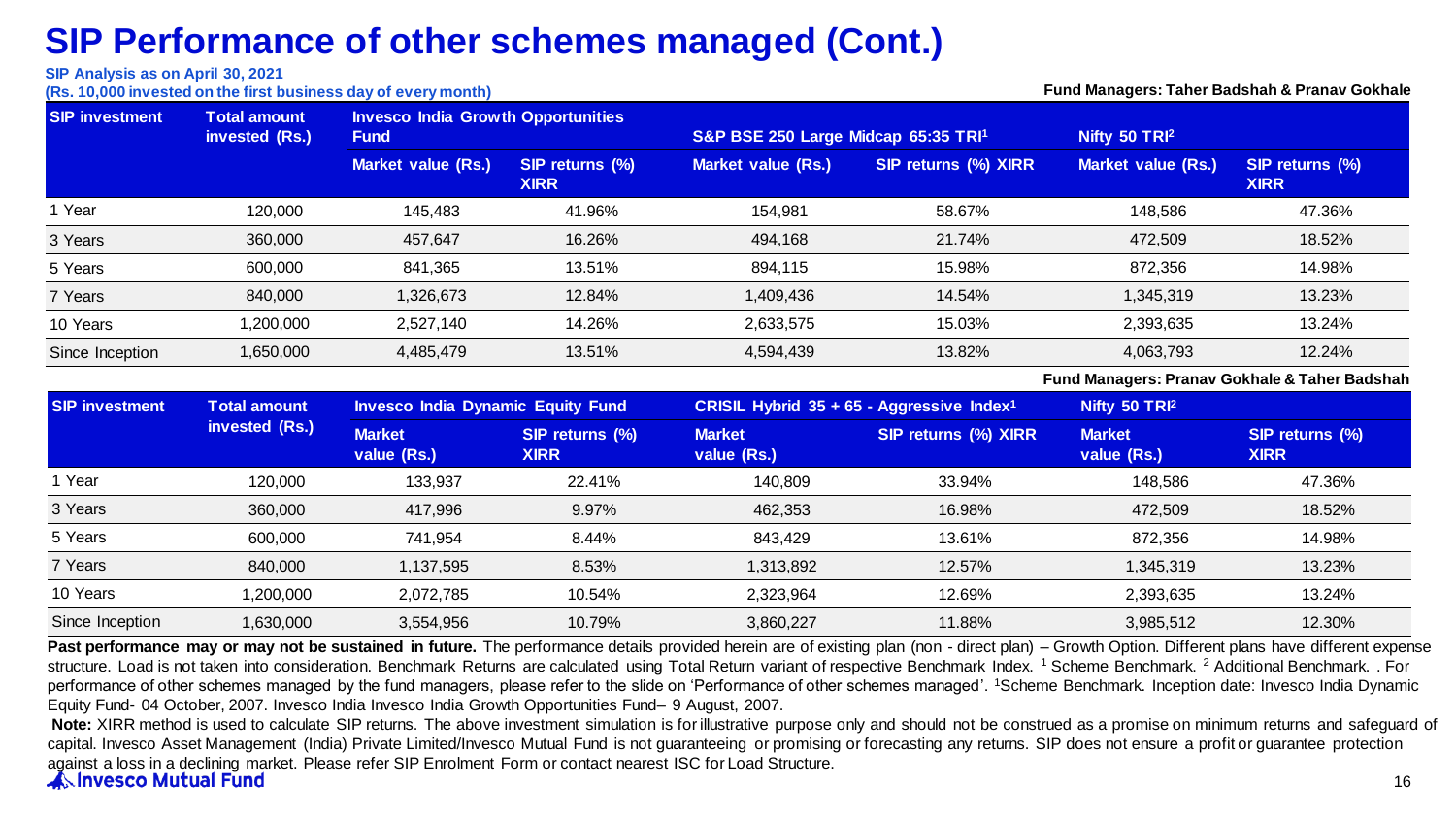# SIP Performance of other schemes managed (Cont.)

**SIP Analysis as on April 30, 2021**
**(Rs. 10,000 invested on the first business day of every month)**

**Fund Managers: Taher Badshah & Pranav Gokhale**

| SIP investment | Total amount invested (Rs.) | Invesco India Growth Opportunities Fund | | S&P BSE 250 Large Midcap 65:35 TRI[1] | | Nifty 50 TRI[2] | |
|---|---|---|---|---|---|---|---|
| | | Market value (Rs.) | SIP returns (%) XIRR | Market value (Rs.) | SIP returns (%) XIRR | Market value (Rs.) | SIP returns (%) XIRR |
| 1 Year | 120,000 | 145,483 | 41.96% | 154,981 | 58.67% | 148,586 | 47.36% |
| 3 Years | 360,000 | 457,647 | 16.26% | 494,168 | 21.74% | 472,509 | 18.52% |
| 5 Years | 600,000 | 841,365 | 13.51% | 894,115 | 15.98% | 872,356 | 14.98% |
| 7 Years | 840,000 | 1,326,673 | 12.84% | 1,409,436 | 14.54% | 1,345,319 | 13.23% |
| 10 Years | 1,200,000 | 2,527,140 | 14.26% | 2,633,575 | 15.03% | 2,393,635 | 13.24% |
| Since Inception | 1,650,000 | 4,485,479 | 13.51% | 4,594,439 | 13.82% | 4,063,793 | 12.24% |

**Fund Managers: Pranav Gokhale & Taher Badshah**

| SIP investment | Total amount invested (Rs.) | Invesco India Dynamic Equity Fund | | CRISIL Hybrid 35 + 65 - Aggressive Index[1] | | Nifty 50 TRI[2] | |
|---|---|---|---|---|---|---|---|
| | | Market value (Rs.) | SIP returns (%) XIRR | Market value (Rs.) | SIP returns (%) XIRR | Market value (Rs.) | SIP returns (%) XIRR |
| 1 Year | 120,000 | 133,937 | 22.41% | 140,809 | 33.94% | 148,586 | 47.36% |
| 3 Years | 360,000 | 417,996 | 9.97% | 462,353 | 16.98% | 472,509 | 18.52% |
| 5 Years | 600,000 | 741,954 | 8.44% | 843,429 | 13.61% | 872,356 | 14.98% |
| 7 Years | 840,000 | 1,137,595 | 8.53% | 1,313,892 | 12.57% | 1,345,319 | 13.23% |
| 10 Years | 1,200,000 | 2,072,785 | 10.54% | 2,323,964 | 12.69% | 2,393,635 | 13.24% |
| Since Inception | 1,630,000 | 3,554,956 | 10.79% | 3,860,227 | 11.88% | 3,985,512 | 12.30% |

**Past performance may or may not be sustained in future.** The performance details provided herein are of existing plan (non - direct plan) – Growth Option. Different plans have different expense structure. Load is not taken into consideration. Benchmark Returns are calculated using Total Return variant of respective Benchmark Index. [1] Scheme Benchmark. [2] Additional Benchmark. . For performance of other schemes managed by the fund managers, please refer to the slide on 'Performance of other schemes managed'. [1]Scheme Benchmark. Inception date: Invesco India Dynamic Equity Fund- 04 October, 2007. Invesco India Invesco India Growth Opportunities Fund– 9 August, 2007.

**Note:** XIRR method is used to calculate SIP returns. The above investment simulation is for illustrative purpose only and should not be construed as a promise on minimum returns and safeguard of capital. Invesco Asset Management (India) Private Limited/Invesco Mutual Fund is not guaranteeing or promising or forecasting any returns. SIP does not ensure a profit or guarantee protection against a loss in a declining market. Please refer SIP Enrolment Form or contact nearest ISC for Load Structure.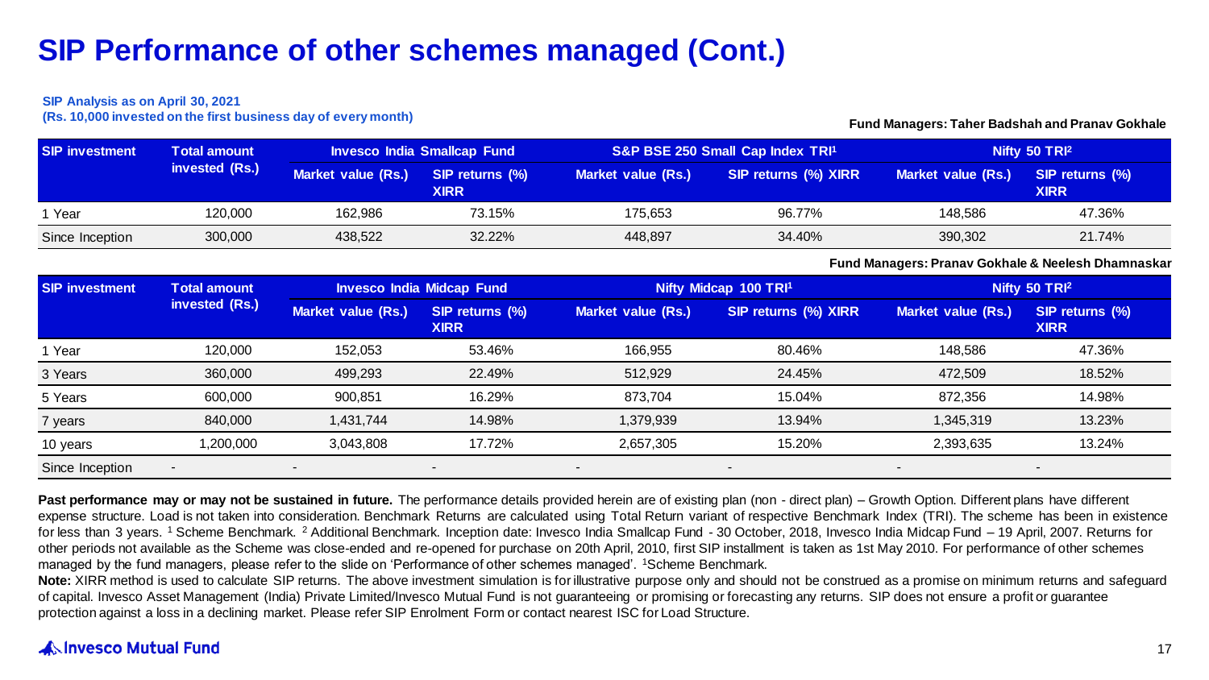# SIP Performance of other schemes managed (Cont.)

**SIP Analysis as on April 30, 2021**
**(Rs. 10,000 invested on the first business day of every month)**

**Fund Managers: Taher Badshah and Pranav Gokhale**

| SIP investment | Total amount invested (Rs.) | Invesco India Smallcap Fund | | S&P BSE 250 Small Cap Index TRI[1] | | Nifty 50 TRI[2] | |
|---|---|---|---|---|---|---|---|
| | | Market value (Rs.) | SIP returns (%) XIRR | Market value (Rs.) | SIP returns (%) XIRR | Market value (Rs.) | SIP returns (%) XIRR |
| 1 Year | 120,000 | 162,986 | 73.15% | 175,653 | 96.77% | 148,586 | 47.36% |
| Since Inception | 300,000 | 438,522 | 32.22% | 448,897 | 34.40% | 390,302 | 21.74% |

**Fund Managers: Pranav Gokhale & Neelesh Dhamnaskar**

| SIP investment | Total amount invested (Rs.) | Invesco India Midcap Fund | | Nifty Midcap 100 TRI[1] | | Nifty 50 TRI[2] | |
|---|---|---|---|---|---|---|---|
| | | Market value (Rs.) | SIP returns (%) XIRR | Market value (Rs.) | SIP returns (%) XIRR | Market value (Rs.) | SIP returns (%) XIRR |
| 1 Year | 120,000 | 152,053 | 53.46% | 166,955 | 80.46% | 148,586 | 47.36% |
| 3 Years | 360,000 | 499,293 | 22.49% | 512,929 | 24.45% | 472,509 | 18.52% |
| 5 Years | 600,000 | 900,851 | 16.29% | 873,704 | 15.04% | 872,356 | 14.98% |
| 7 years | 840,000 | 1,431,744 | 14.98% | 1,379,939 | 13.94% | 1,345,319 | 13.23% |
| 10 years | 1,200,000 | 3,043,808 | 17.72% | 2,657,305 | 15.20% | 2,393,635 | 13.24% |
| Since Inception | - | - | - | - | - | - | - |

**Past performance may or may not be sustained in future.** The performance details provided herein are of existing plan (non - direct plan) – Growth Option. Different plans have different expense structure. Load is not taken into consideration. Benchmark Returns are calculated using Total Return variant of respective Benchmark Index (TRI). The scheme has been in existence for less than 3 years. [1] Scheme Benchmark. [2] Additional Benchmark. Inception date: Invesco India Smallcap Fund - 30 October, 2018, Invesco India Midcap Fund – 19 April, 2007. Returns for other periods not available as the Scheme was close-ended and re-opened for purchase on 20th April, 2010, first SIP installment is taken as 1st May 2010. For performance of other schemes managed by the fund managers, please refer to the slide on 'Performance of other schemes managed'. [1]Scheme Benchmark.

**Note:** XIRR method is used to calculate SIP returns. The above investment simulation is for illustrative purpose only and should not be construed as a promise on minimum returns and safeguard of capital. Invesco Asset Management (India) Private Limited/Invesco Mutual Fund is not guaranteeing or promising or forecasting any returns. SIP does not ensure a profit or guarantee protection against a loss in a declining market. Please refer SIP Enrolment Form or contact nearest ISC for Load Structure.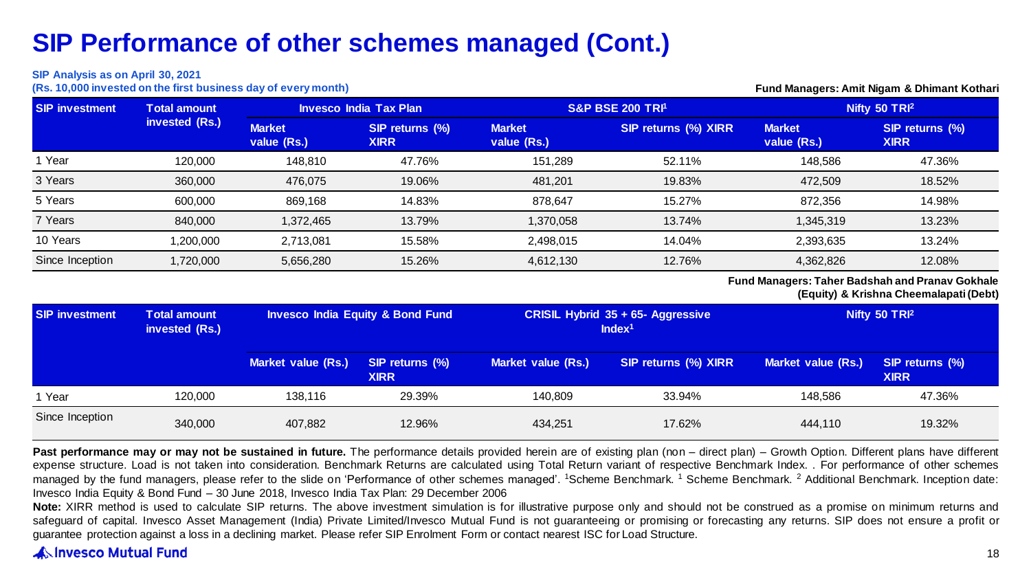# SIP Performance of other schemes managed (Cont.)

**SIP Analysis as on April 30, 2021**

**(Rs. 10,000 invested on the first business day of every month)**

**Fund Managers: Amit Nigam & Dhimant Kothari**

| SIP investment | Total amount invested (Rs.) | Invesco India Tax Plan | | S&P BSE 200 TRI[1] | | Nifty 50 TRI[2] | |
|---|---|---|---|---|---|---|---|
| | | Market value (Rs.) | SIP returns (%) XIRR | Market value (Rs.) | SIP returns (%) XIRR | Market value (Rs.) | SIP returns (%) XIRR |
| 1 Year | 120,000 | 148,810 | 47.76% | 151,289 | 52.11% | 148,586 | 47.36% |
| 3 Years | 360,000 | 476,075 | 19.06% | 481,201 | 19.83% | 472,509 | 18.52% |
| 5 Years | 600,000 | 869,168 | 14.83% | 878,647 | 15.27% | 872,356 | 14.98% |
| 7 Years | 840,000 | 1,372,465 | 13.79% | 1,370,058 | 13.74% | 1,345,319 | 13.23% |
| 10 Years | 1,200,000 | 2,713,081 | 15.58% | 2,498,015 | 14.04% | 2,393,635 | 13.24% |
| Since Inception | 1,720,000 | 5,656,280 | 15.26% | 4,612,130 | 12.76% | 4,362,826 | 12.08% |

**Fund Managers: Taher Badshah and Pranav Gokhale (Equity) & Krishna Cheemalapati (Debt)**

| SIP investment | Total amount invested (Rs.) | Invesco India Equity & Bond Fund | | CRISIL Hybrid 35 + 65- Aggressive Index[1] | | Nifty 50 TRI[2] | |
|---|---|---|---|---|---|---|---|
| | | Market value (Rs.) | SIP returns (%) XIRR | Market value (Rs.) | SIP returns (%) XIRR | Market value (Rs.) | SIP returns (%) XIRR |
| 1 Year | 120,000 | 138,116 | 29.39% | 140,809 | 33.94% | 148,586 | 47.36% |
| Since Inception | 340,000 | 407,882 | 12.96% | 434,251 | 17.62% | 444,110 | 19.32% |

**Past performance may or may not be sustained in future.** The performance details provided herein are of existing plan (non – direct plan) – Growth Option. Different plans have different expense structure. Load is not taken into consideration. Benchmark Returns are calculated using Total Return variant of respective Benchmark Index. . For performance of other schemes managed by the fund managers, please refer to the slide on 'Performance of other schemes managed'. [1]Scheme Benchmark. [1] Scheme Benchmark. [2] Additional Benchmark. Inception date: Invesco India Equity & Bond Fund – 30 June 2018, Invesco India Tax Plan: 29 December 2006

**Note:** XIRR method is used to calculate SIP returns. The above investment simulation is for illustrative purpose only and should not be construed as a promise on minimum returns and safeguard of capital. Invesco Asset Management (India) Private Limited/Invesco Mutual Fund is not guaranteeing or promising or forecasting any returns. SIP does not ensure a profit or guarantee protection against a loss in a declining market. Please refer SIP Enrolment Form or contact nearest ISC for Load Structure.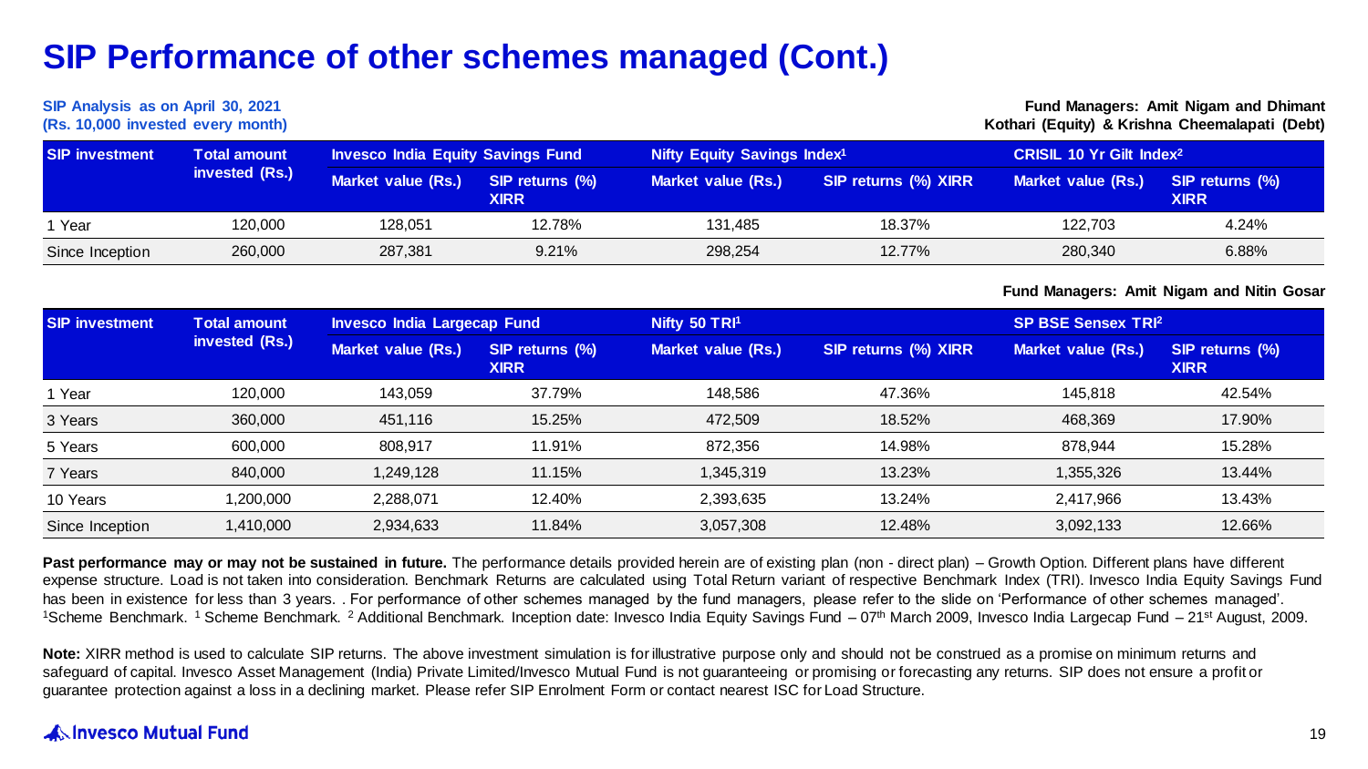# SIP Performance of other schemes managed (Cont.)

**SIP Analysis as on April 30, 2021**
**(Rs. 10,000 invested every month)**

**Fund Managers: Amit Nigam and Dhimant Kothari (Equity) & Krishna Cheemalapati (Debt)**

| SIP investment | Total amount invested (Rs.) | Invesco India Equity Savings Fund | | Nifty Equity Savings Index[1] | | CRISIL 10 Yr Gilt Index[2] | |
|---|---|---|---|---|---|---|---|
| | | Market value (Rs.) | SIP returns (%) XIRR | Market value (Rs.) | SIP returns (%) XIRR | Market value (Rs.) | SIP returns (%) XIRR |
| 1 Year | 120,000 | 128,051 | 12.78% | 131,485 | 18.37% | 122,703 | 4.24% |
| Since Inception | 260,000 | 287,381 | 9.21% | 298,254 | 12.77% | 280,340 | 6.88% |

**Fund Managers: Amit Nigam and Nitin Gosar**

| SIP investment | Total amount invested (Rs.) | Invesco India Largecap Fund | | Nifty 50 TRI[1] | | SP BSE Sensex TRI[2] | |
|---|---|---|---|---|---|---|---|
| | | Market value (Rs.) | SIP returns (%) XIRR | Market value (Rs.) | SIP returns (%) XIRR | Market value (Rs.) | SIP returns (%) XIRR |
| 1 Year | 120,000 | 143,059 | 37.79% | 148,586 | 47.36% | 145,818 | 42.54% |
| 3 Years | 360,000 | 451,116 | 15.25% | 472,509 | 18.52% | 468,369 | 17.90% |
| 5 Years | 600,000 | 808,917 | 11.91% | 872,356 | 14.98% | 878,944 | 15.28% |
| 7 Years | 840,000 | 1,249,128 | 11.15% | 1,345,319 | 13.23% | 1,355,326 | 13.44% |
| 10 Years | 1,200,000 | 2,288,071 | 12.40% | 2,393,635 | 13.24% | 2,417,966 | 13.43% |
| Since Inception | 1,410,000 | 2,934,633 | 11.84% | 3,057,308 | 12.48% | 3,092,133 | 12.66% |

**Past performance may or may not be sustained in future.** The performance details provided herein are of existing plan (non - direct plan) – Growth Option. Different plans have different expense structure. Load is not taken into consideration. Benchmark Returns are calculated using Total Return variant of respective Benchmark Index (TRI). Invesco India Equity Savings Fund has been in existence for less than 3 years. . For performance of other schemes managed by the fund managers, please refer to the slide on 'Performance of other schemes managed'. [1]Scheme Benchmark. [1] Scheme Benchmark. [2] Additional Benchmark. Inception date: Invesco India Equity Savings Fund – 07th March 2009, Invesco India Largecap Fund – 21st August, 2009.

**Note:** XIRR method is used to calculate SIP returns. The above investment simulation is for illustrative purpose only and should not be construed as a promise on minimum returns and safeguard of capital. Invesco Asset Management (India) Private Limited/Invesco Mutual Fund is not guaranteeing or promising or forecasting any returns. SIP does not ensure a profit or guarantee protection against a loss in a declining market. Please refer SIP Enrolment Form or contact nearest ISC for Load Structure.

Invesco Mutual Fund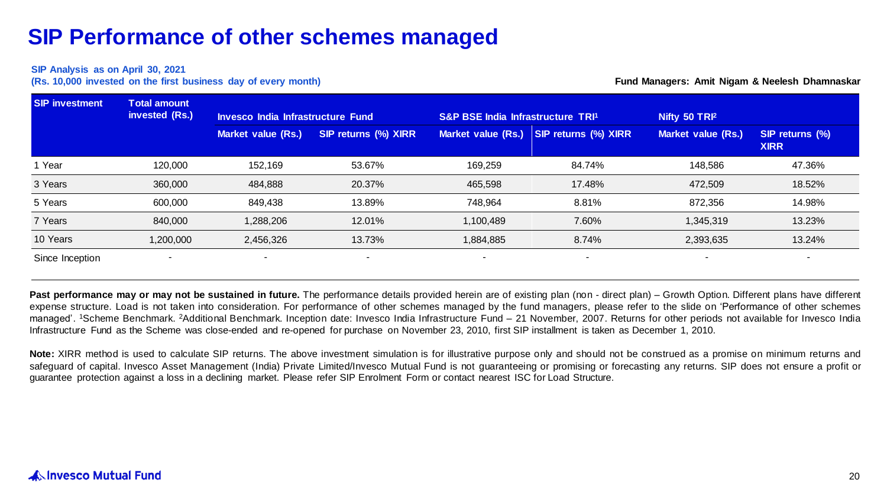# SIP Performance of other schemes managed

**SIP Analysis as on April 30, 2021**
**(Rs. 10,000 invested on the first business day of every month)**

**Fund Managers: Amit Nigam & Neelesh Dhamnaskar**

| SIP investment | Total amount invested (Rs.) | Invesco India Infrastructure Fund | | S&P BSE India Infrastructure TRI[1] | | Nifty 50 TRI[2] | |
|---|---|---|---|---|---|---|---|
| | | Market value (Rs.) | SIP returns (%) XIRR | Market value (Rs.) | SIP returns (%) XIRR | Market value (Rs.) | SIP returns (%) XIRR |
| 1 Year | 120,000 | 152,169 | 53.67% | 169,259 | 84.74% | 148,586 | 47.36% |
| 3 Years | 360,000 | 484,888 | 20.37% | 465,598 | 17.48% | 472,509 | 18.52% |
| 5 Years | 600,000 | 849,438 | 13.89% | 748,964 | 8.81% | 872,356 | 14.98% |
| 7 Years | 840,000 | 1,288,206 | 12.01% | 1,100,489 | 7.60% | 1,345,319 | 13.23% |
| 10 Years | 1,200,000 | 2,456,326 | 13.73% | 1,884,885 | 8.74% | 2,393,635 | 13.24% |
| Since Inception | - | - | - | - | - | - | - |

**Past performance may or may not be sustained in future.** The performance details provided herein are of existing plan (non - direct plan) – Growth Option. Different plans have different expense structure. Load is not taken into consideration. For performance of other schemes managed by the fund managers, please refer to the slide on 'Performance of other schemes managed'. [1]Scheme Benchmark. [2]Additional Benchmark. Inception date: Invesco India Infrastructure Fund – 21 November, 2007. Returns for other periods not available for Invesco India Infrastructure Fund as the Scheme was close-ended and re-opened for purchase on November 23, 2010, first SIP installment is taken as December 1, 2010.

**Note:** XIRR method is used to calculate SIP returns. The above investment simulation is for illustrative purpose only and should not be construed as a promise on minimum returns and safeguard of capital. Invesco Asset Management (India) Private Limited/Invesco Mutual Fund is not guaranteeing or promising or forecasting any returns. SIP does not ensure a profit or guarantee protection against a loss in a declining market. Please refer SIP Enrolment Form or contact nearest ISC for Load Structure.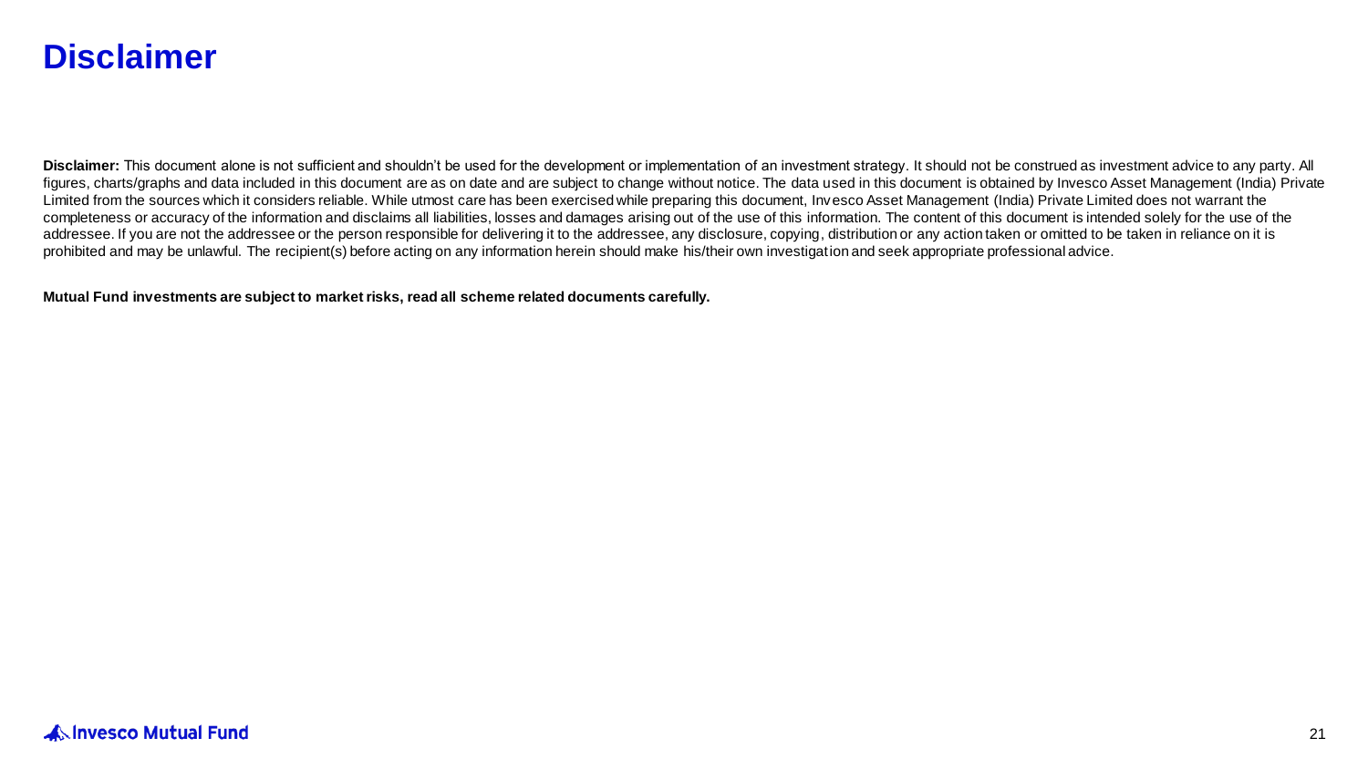# Disclaimer

**Disclaimer:** This document alone is not sufficient and shouldn't be used for the development or implementation of an investment strategy. It should not be construed as investment advice to any party. All figures, charts/graphs and data included in this document are as on date and are subject to change without notice. The data used in this document is obtained by Invesco Asset Management (India) Private Limited from the sources which it considers reliable. While utmost care has been exercised while preparing this document, Invesco Asset Management (India) Private Limited does not warrant the completeness or accuracy of the information and disclaims all liabilities, losses and damages arising out of the use of this information. The content of this document is intended solely for the use of the addressee. If you are not the addressee or the person responsible for delivering it to the addressee, any disclosure, copying, distribution or any action taken or omitted to be taken in reliance on it is prohibited and may be unlawful. The recipient(s) before acting on any information herein should make his/their own investigation and seek appropriate professional advice.

**Mutual Fund investments are subject to market risks, read all scheme related documents carefully.**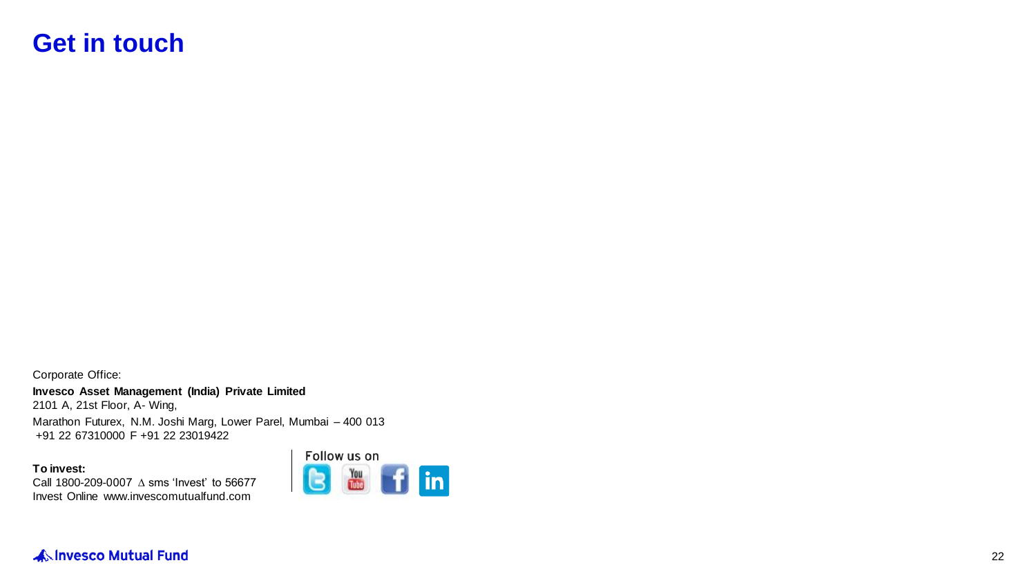# Get in touch

Corporate Office:

**Invesco Asset Management (India) Private Limited**

2101 A, 21st Floor, A- Wing,

Marathon Futurex, N.M. Joshi Marg, Lower Parel, Mumbai – 400 013

+91 22 67310000 F +91 22 23019422

**To invest:**

Call 1800-209-0007 ∆ sms 'Invest' to 56677

Invest Online www.invescomutualfund.com

Follow us on